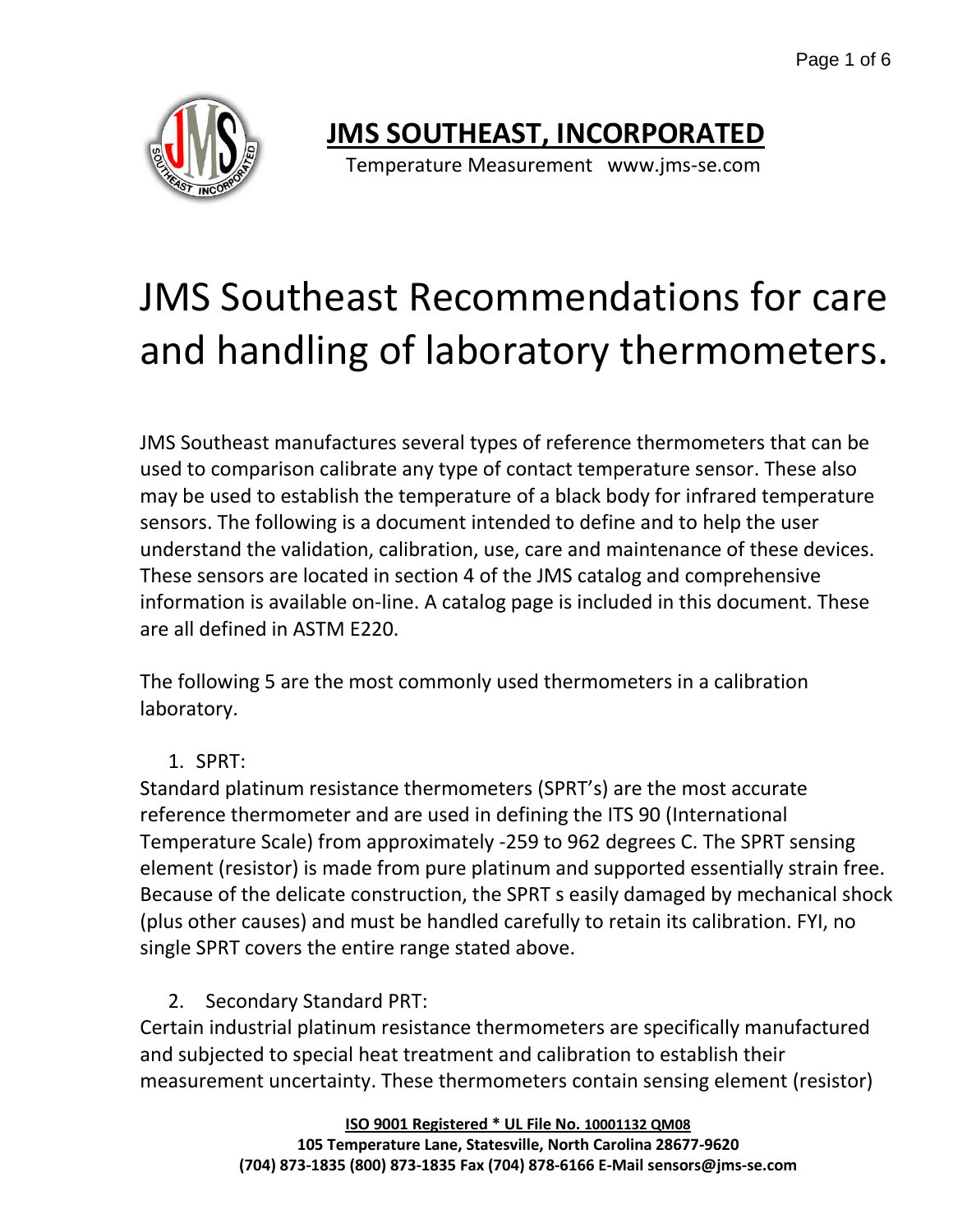# JMS SOUTHEAST, INCORPORATED

Temperature Measurement www.jms-se.com

# JMS Southeast Recommendations for care and handling of laboratory thermometers.

JMS Southeast manufactures several types of reference thermometers that can be used to comparison calibrate any type of contact temperature sensor. These also may be used to establish the temperature of a black body for infrared temperature sensors. The following is a document intended to define and to help the user understand the validation, calibration, use, care and maintenance of these devices. These sensors are located in section 4 of the JMS catalog and comprehensive information is available on-line. A catalog page is included in this document. These are all defined in ASTM E220.

The following 5 are the most commonly used thermometers in a calibration laboratory.

1. SPRT:

Standard platinum resistance thermometers (SPRT's) are the most accurate reference thermometer and are used in defining the ITS 90 (International Temperature Scale) from approximately -259 to 962 degrees C. The SPRT sensing element (resistor) is made from pure platinum and supported essentially strain free. Because of the delicate construction, the SPRT s easily damaged by mechanical shock (plus other causes) and must be handled carefully to retain its calibration. FYI, no single SPRT covers the entire range stated above.

2. Secondary Standard PRT:

Certain industrial platinum resistance thermometers are specifically manufactured and subjected to special heat treatment and calibration to establish their measurement uncertainty. These thermometers contain sensing element (resistor)

**ISO 9001 Registered * UL File No. 10001132 QM08**
**105 Temperature Lane, Statesville, North Carolina 28677-9620**
**(704) 873-1835 (800) 873-1835 Fax (704) 878-6166 E-Mail sensors@jms-se.com**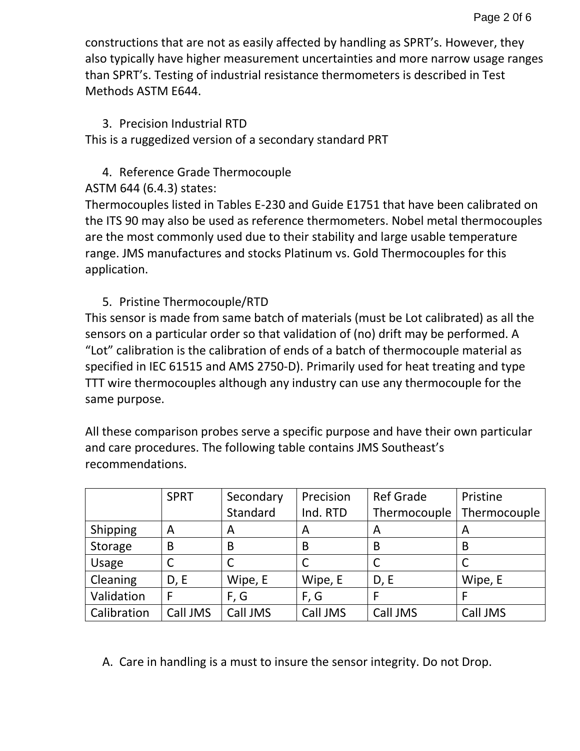constructions that are not as easily affected by handling as SPRT's. However, they also typically have higher measurement uncertainties and more narrow usage ranges than SPRT's. Testing of industrial resistance thermometers is described in Test Methods ASTM E644.

3. Precision Industrial RTD

This is a ruggedized version of a secondary standard PRT

4. Reference Grade Thermocouple

ASTM 644 (6.4.3) states:
Thermocouples listed in Tables E-230 and Guide E1751 that have been calibrated on the ITS 90 may also be used as reference thermometers. Nobel metal thermocouples are the most commonly used due to their stability and large usable temperature range. JMS manufactures and stocks Platinum vs. Gold Thermocouples for this application.

5. Pristine Thermocouple/RTD

This sensor is made from same batch of materials (must be Lot calibrated) as all the sensors on a particular order so that validation of (no) drift may be performed. A "Lot" calibration is the calibration of ends of a batch of thermocouple material as specified in IEC 61515 and AMS 2750-D). Primarily used for heat treating and type TTT wire thermocouples although any industry can use any thermocouple for the same purpose.

All these comparison probes serve a specific purpose and have their own particular and care procedures. The following table contains JMS Southeast's recommendations.

| | SPRT | Secondary Standard | Precision Ind. RTD | Ref Grade Thermocouple | Pristine Thermocouple |
|---|---|---|---|---|---|
| Shipping | A | A | A | A | A |
| Storage | B | B | B | B | B |
| Usage | C | C | C | C | C |
| Cleaning | D, E | Wipe, E | Wipe, E | D, E | Wipe, E |
| Validation | F | F, G | F, G | F | F |
| Calibration | Call JMS | Call JMS | Call JMS | Call JMS | Call JMS |

A. Care in handling is a must to insure the sensor integrity. Do not Drop.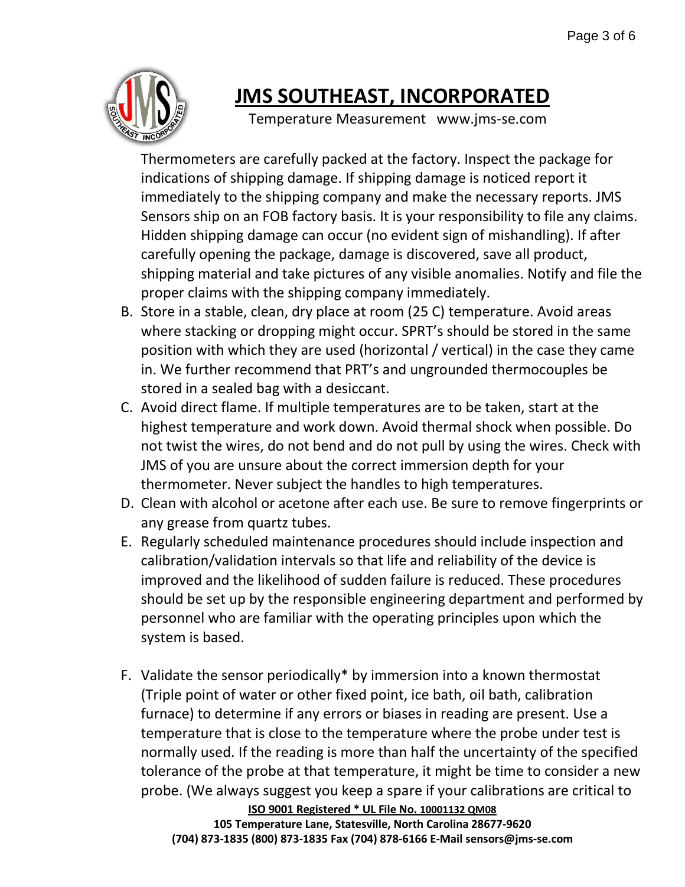Thermometers are carefully packed at the factory. Inspect the package for indications of shipping damage. If shipping damage is noticed report it immediately to the shipping company and make the necessary reports. JMS Sensors ship on an FOB factory basis. It is your responsibility to file any claims. Hidden shipping damage can occur (no evident sign of mishandling). If after carefully opening the package, damage is discovered, save all product, shipping material and take pictures of any visible anomalies. Notify and file the proper claims with the shipping company immediately.

B. Store in a stable, clean, dry place at room (25 C) temperature. Avoid areas where stacking or dropping might occur. SPRT's should be stored in the same position with which they are used (horizontal / vertical) in the case they came in. We further recommend that PRT's and ungrounded thermocouples be stored in a sealed bag with a desiccant.

C. Avoid direct flame. If multiple temperatures are to be taken, start at the highest temperature and work down. Avoid thermal shock when possible. Do not twist the wires, do not bend and do not pull by using the wires. Check with JMS of you are unsure about the correct immersion depth for your thermometer. Never subject the handles to high temperatures.

D. Clean with alcohol or acetone after each use. Be sure to remove fingerprints or any grease from quartz tubes.

E. Regularly scheduled maintenance procedures should include inspection and calibration/validation intervals so that life and reliability of the device is improved and the likelihood of sudden failure is reduced. These procedures should be set up by the responsible engineering department and performed by personnel who are familiar with the operating principles upon which the system is based.

F. Validate the sensor periodically* by immersion into a known thermostat (Triple point of water or other fixed point, ice bath, oil bath, calibration furnace) to determine if any errors or biases in reading are present. Use a temperature that is close to the temperature where the probe under test is normally used. If the reading is more than half the uncertainty of the specified tolerance of the probe at that temperature, it might be time to consider a new probe. (We always suggest you keep a spare if your calibrations are critical to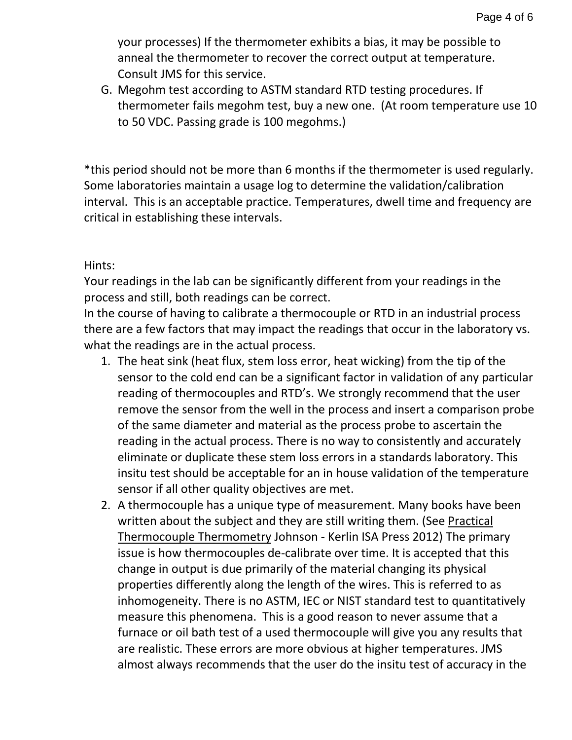your processes) If the thermometer exhibits a bias, it may be possible to anneal the thermometer to recover the correct output at temperature. Consult JMS for this service.

G. Megohm test according to ASTM standard RTD testing procedures. If thermometer fails megohm test, buy a new one. (At room temperature use 10 to 50 VDC. Passing grade is 100 megohms.)

*this period should not be more than 6 months if the thermometer is used regularly. Some laboratories maintain a usage log to determine the validation/calibration interval. This is an acceptable practice. Temperatures, dwell time and frequency are critical in establishing these intervals.

Hints:

Your readings in the lab can be significantly different from your readings in the process and still, both readings can be correct.

In the course of having to calibrate a thermocouple or RTD in an industrial process there are a few factors that may impact the readings that occur in the laboratory vs. what the readings are in the actual process.

1. The heat sink (heat flux, stem loss error, heat wicking) from the tip of the sensor to the cold end can be a significant factor in validation of any particular reading of thermocouples and RTD's. We strongly recommend that the user remove the sensor from the well in the process and insert a comparison probe of the same diameter and material as the process probe to ascertain the reading in the actual process. There is no way to consistently and accurately eliminate or duplicate these stem loss errors in a standards laboratory. This insitu test should be acceptable for an in house validation of the temperature sensor if all other quality objectives are met.
2. A thermocouple has a unique type of measurement. Many books have been written about the subject and they are still writing them. (See Practical Thermocouple Thermometry Johnson - Kerlin ISA Press 2012) The primary issue is how thermocouples de-calibrate over time. It is accepted that this change in output is due primarily of the material changing its physical properties differently along the length of the wires. This is referred to as inhomogeneity. There is no ASTM, IEC or NIST standard test to quantitatively measure this phenomena. This is a good reason to never assume that a furnace or oil bath test of a used thermocouple will give you any results that are realistic. These errors are more obvious at higher temperatures. JMS almost always recommends that the user do the insitu test of accuracy in the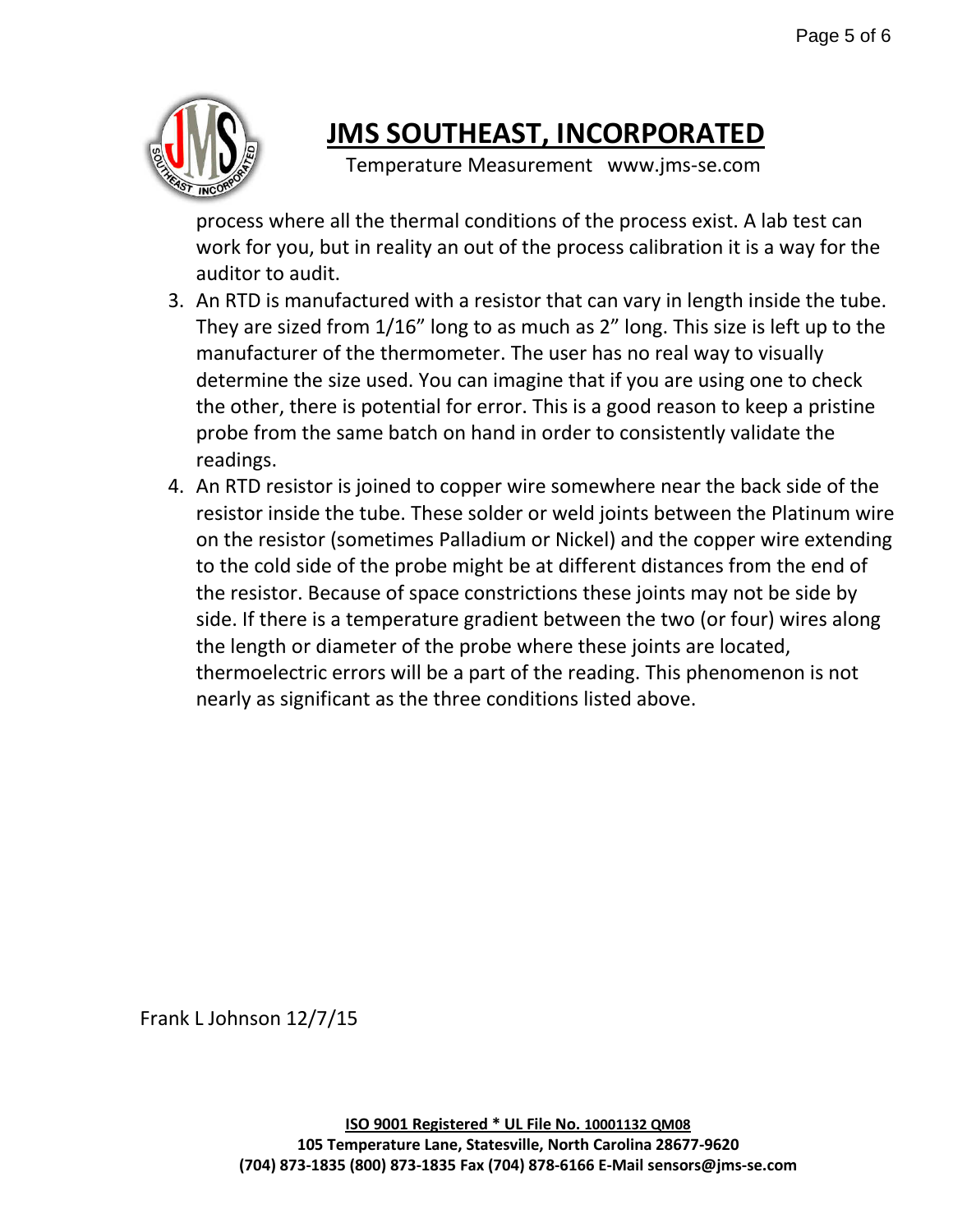process where all the thermal conditions of the process exist. A lab test can work for you, but in reality an out of the process calibration it is a way for the auditor to audit.

3. An RTD is manufactured with a resistor that can vary in length inside the tube. They are sized from 1/16" long to as much as 2" long. This size is left up to the manufacturer of the thermometer. The user has no real way to visually determine the size used. You can imagine that if you are using one to check the other, there is potential for error. This is a good reason to keep a pristine probe from the same batch on hand in order to consistently validate the readings.
4. An RTD resistor is joined to copper wire somewhere near the back side of the resistor inside the tube. These solder or weld joints between the Platinum wire on the resistor (sometimes Palladium or Nickel) and the copper wire extending to the cold side of the probe might be at different distances from the end of the resistor. Because of space constrictions these joints may not be side by side. If there is a temperature gradient between the two (or four) wires along the length or diameter of the probe where these joints are located, thermoelectric errors will be a part of the reading. This phenomenon is not nearly as significant as the three conditions listed above.

Frank L Johnson 12/7/15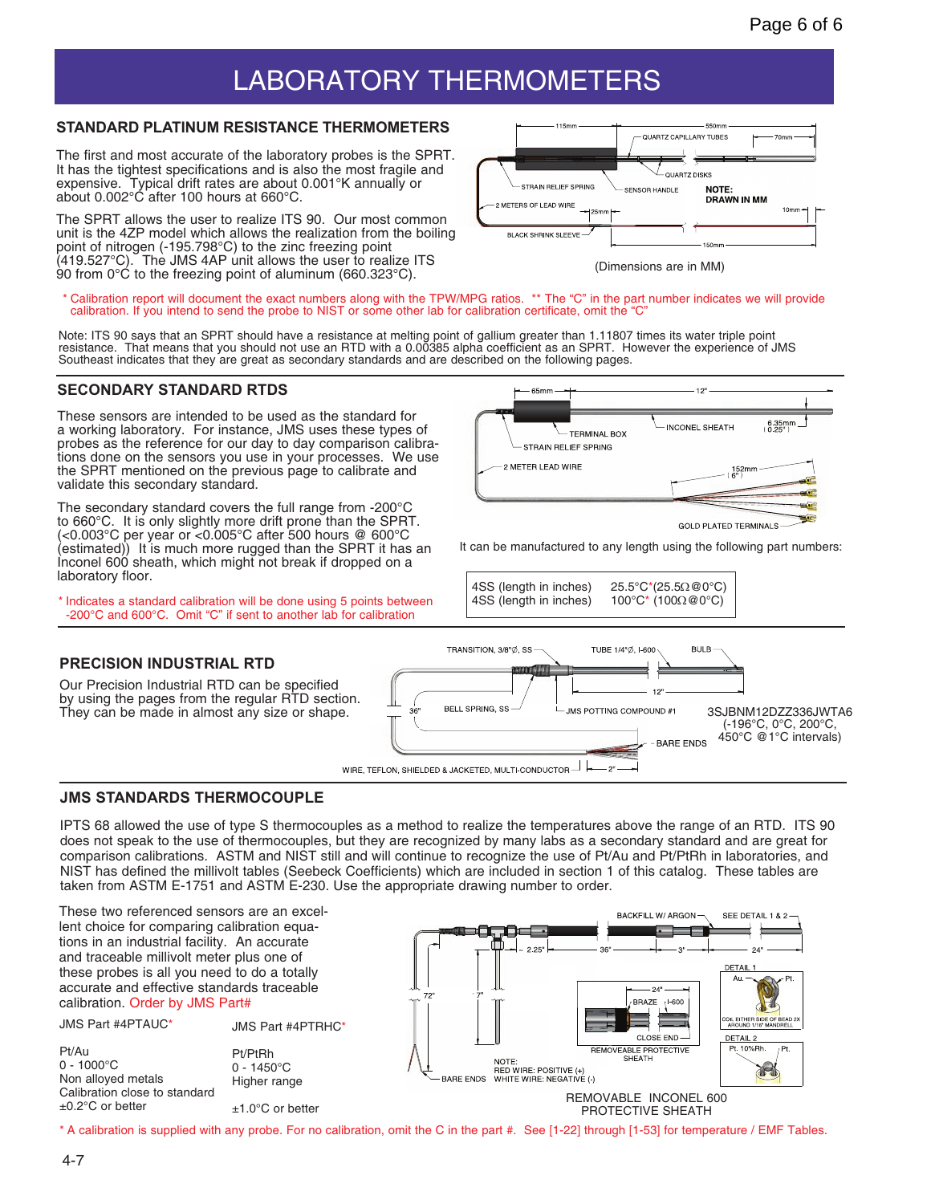# LABORATORY THERMOMETERS

## STANDARD PLATINUM RESISTANCE THERMOMETERS

The first and most accurate of the laboratory probes is the SPRT. It has the tightest specifications and is also the most fragile and expensive. Typical drift rates are about 0.001°K annually or about 0.002°C after 100 hours at 660°C.

The SPRT allows the user to realize ITS 90. Our most common unit is the 4ZP model which allows the realization from the boiling point of nitrogen (-195.798°C) to the zinc freezing point (419.527°C). The JMS 4AP unit allows the user to realize ITS 90 from 0°C to the freezing point of aluminum (660.323°C).

115mm
550mm
QUARTZ CAPILLARY TUBES
70mm
STRAIN RELIEF SPRING
QUARTZ DISKS
SENSOR HANDLE
NOTE: DRAWN IN MM
2 METERS OF LEAD WIRE
25mm
10mm
BLACK SHRINK SLEEVE
150mm

(Dimensions are in MM)

* Calibration report will document the exact numbers along with the TPW/MPG ratios. ** The "C" in the part number indicates we will provide calibration. If you intend to send the probe to NIST or some other lab for calibration certificate, omit the "C"

Note: ITS 90 says that an SPRT should have a resistance at melting point of gallium greater than 1.11807 times its water triple point resistance. That means that you should not use an RTD with a 0.00385 alpha coefficient as an SPRT. However the experience of JMS Southeast indicates that they are great as secondary standards and are described on the following pages.

## SECONDARY STANDARD RTDS

These sensors are intended to be used as the standard for a working laboratory. For instance, JMS uses these types of probes as the reference for our day to day comparison calibrations done on the sensors you use in your processes. We use the SPRT mentioned on the previous page to calibrate and validate this secondary standard.

The secondary standard covers the full range from -200°C to 660°C. It is only slightly more drift prone than the SPRT. (<0.003°C per year or <0.005°C after 500 hours @ 600°C (estimated)) It is much more rugged than the SPRT it has an Inconel 600 sheath, which might not break if dropped on a laboratory floor.

* Indicates a standard calibration will be done using 5 points between -200°C and 600°C. Omit "C" if sent to another lab for calibration

65mm
12"
TERMINAL BOX
INCONEL SHEATH
6.35mm (0.25")
STRAIN RELIEF SPRING
2 METER LEAD WIRE
152mm (6")
GOLD PLATED TERMINALS

It can be manufactured to any length using the following part numbers:

| | |
|---|---|
| 4SS (length in inches) | 25.5°C*(25.5Ω@0°C) |
| 4SS (length in inches) | 100°C* (100Ω@0°C) |

## PRECISION INDUSTRIAL RTD

Our Precision Industrial RTD can be specified by using the pages from the regular RTD section. They can be made in almost any size or shape.

TRANSITION, 3/8"Ø, SS
TUBE 1/4"Ø, I-600
BULB
12"
36"
BELL SPRING, SS
JMS POTTING COMPOUND #1
BARE ENDS
WIRE, TEFLON, SHIELDED & JACKETED, MULTI-CONDUCTOR
2"

3SJBNM12DZZ336JWTA6
(-196°C, 0°C, 200°C, 450°C @1°C intervals)

## JMS STANDARDS THERMOCOUPLE

IPTS 68 allowed the use of type S thermocouples as a method to realize the temperatures above the range of an RTD. ITS 90 does not speak to the use of thermocouples, but they are recognized by many labs as a secondary standard and are great for comparison calibrations. ASTM and NIST still and will continue to recognize the use of Pt/Au and Pt/PtRh in laboratories, and NIST has defined the millivolt tables (Seebeck Coefficients) which are included in section 1 of this catalog. These tables are taken from ASTM E-1751 and ASTM E-230. Use the appropriate drawing number to order.

These two referenced sensors are an excellent choice for comparing calibration equations in an industrial facility. An accurate and traceable millivolt meter plus one of these probes is all you need to do a totally accurate and effective standards traceable calibration. Order by JMS Part#

| JMS Part #4PTAUC* | JMS Part #4PTRHC* |
|---|---|
| Pt/Au | Pt/PtRh |
| 0 - 1000°C | 0 - 1450°C |
| Non alloyed metals | Higher range |
| Calibration close to standard ±0.2°C or better | ±1.0°C or better |

BACKFILL W/ ARGON
SEE DETAIL 1 & 2
~ 2.25"
36"
3"
24"
72"
7"
DETAIL 1
Au.
Pt.
COIL EITHER SIDE OF BEAD 2X AROUND 1/16" MANDRELL
24"
BRAZE
I-600
CLOSE END
DETAIL 2
Pt. 10%Rh.
Pt.
REMOVEABLE PROTECTIVE SHEATH
NOTE:
RED WIRE: POSITIVE (+)
WHITE WIRE: NEGATIVE (-)
BARE ENDS

REMOVABLE INCONEL 600 PROTECTIVE SHEATH

* A calibration is supplied with any probe. For no calibration, omit the C in the part #. See [1-22] through [1-53] for temperature / EMF Tables.